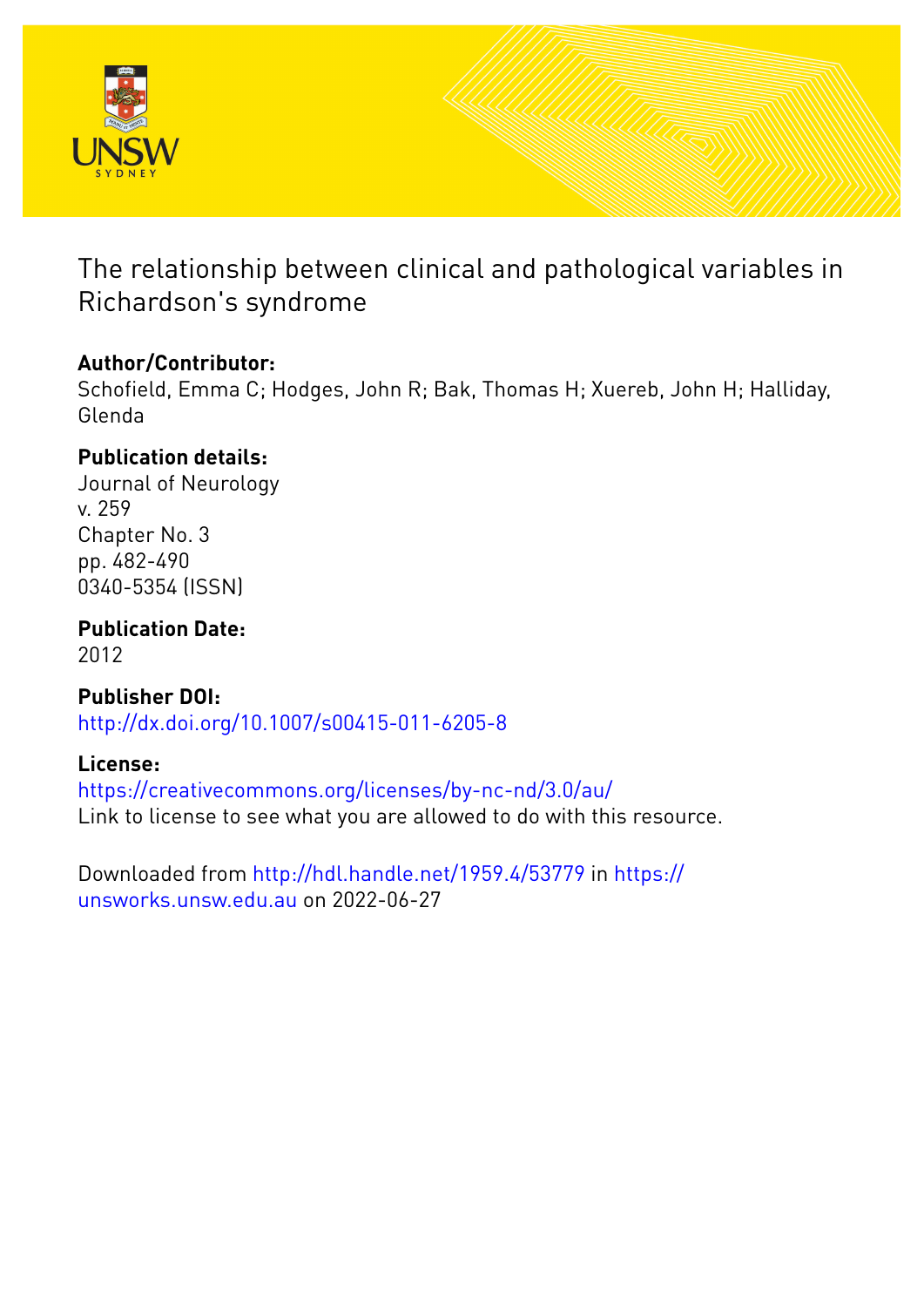# The relationship between clinical and pathological variables in Richardson's syndrome

## Author/Contributor:

Schofield, Emma C; Hodges, John R; Bak, Thomas H; Xuereb, John H; Halliday, Glenda

## Publication details:

Journal of Neurology
v. 259
Chapter No. 3
pp. 482-490
0340-5354 (ISSN)

## Publication Date:

2012

## Publisher DOI:

http://dx.doi.org/10.1007/s00415-011-6205-8

## License:

https://creativecommons.org/licenses/by-nc-nd/3.0/au/
Link to license to see what you are allowed to do with this resource.

Downloaded from http://hdl.handle.net/1959.4/53779 in https://unsworks.unsw.edu.au on 2022-06-27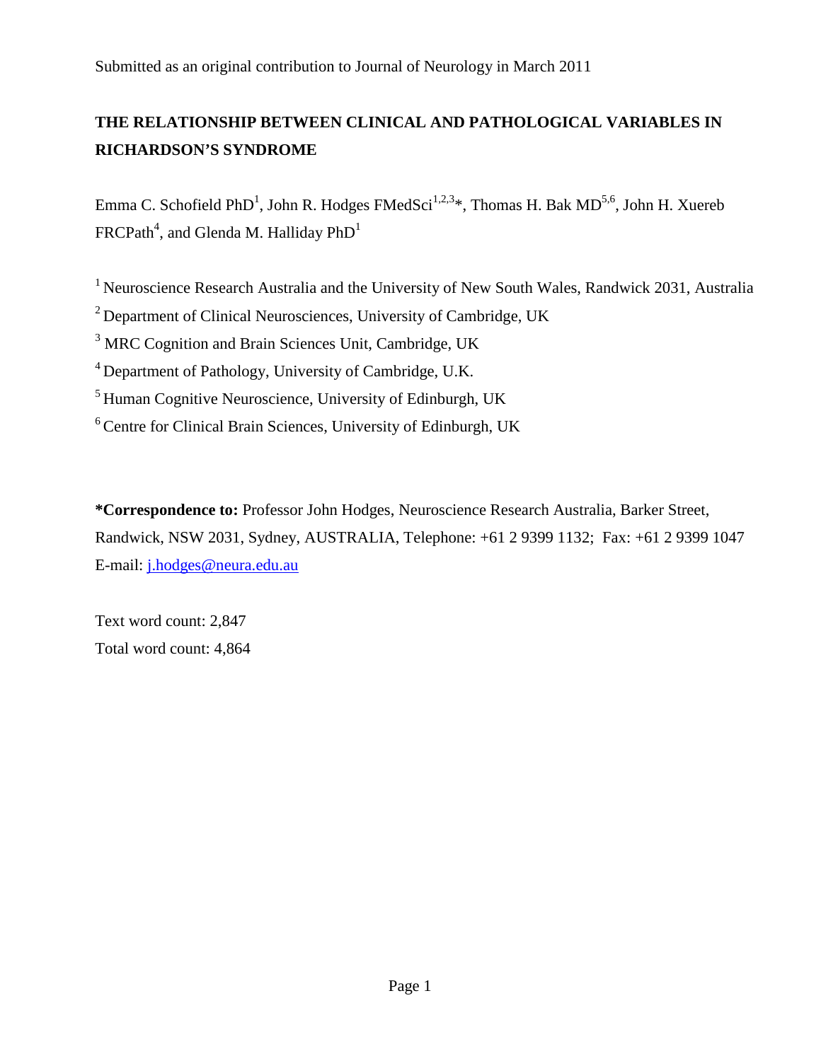Submitted as an original contribution to Journal of Neurology in March 2011

# THE RELATIONSHIP BETWEEN CLINICAL AND PATHOLOGICAL VARIABLES IN RICHARDSON'S SYNDROME

Emma C. Schofield PhD[1], John R. Hodges FMedSci[1,2,3]*, Thomas H. Bak MD[5,6], John H. Xuereb FRCPath[4], and Glenda M. Halliday PhD[1]

[1] Neuroscience Research Australia and the University of New South Wales, Randwick 2031, Australia

[2] Department of Clinical Neurosciences, University of Cambridge, UK

[3] MRC Cognition and Brain Sciences Unit, Cambridge, UK

[4] Department of Pathology, University of Cambridge, U.K.

[5] Human Cognitive Neuroscience, University of Edinburgh, UK

[6] Centre for Clinical Brain Sciences, University of Edinburgh, UK

**\*Correspondence to:** Professor John Hodges, Neuroscience Research Australia, Barker Street, Randwick, NSW 2031, Sydney, AUSTRALIA, Telephone: +61 2 9399 1132; Fax: +61 2 9399 1047 E-mail: j.hodges@neura.edu.au

Text word count: 2,847

Total word count: 4,864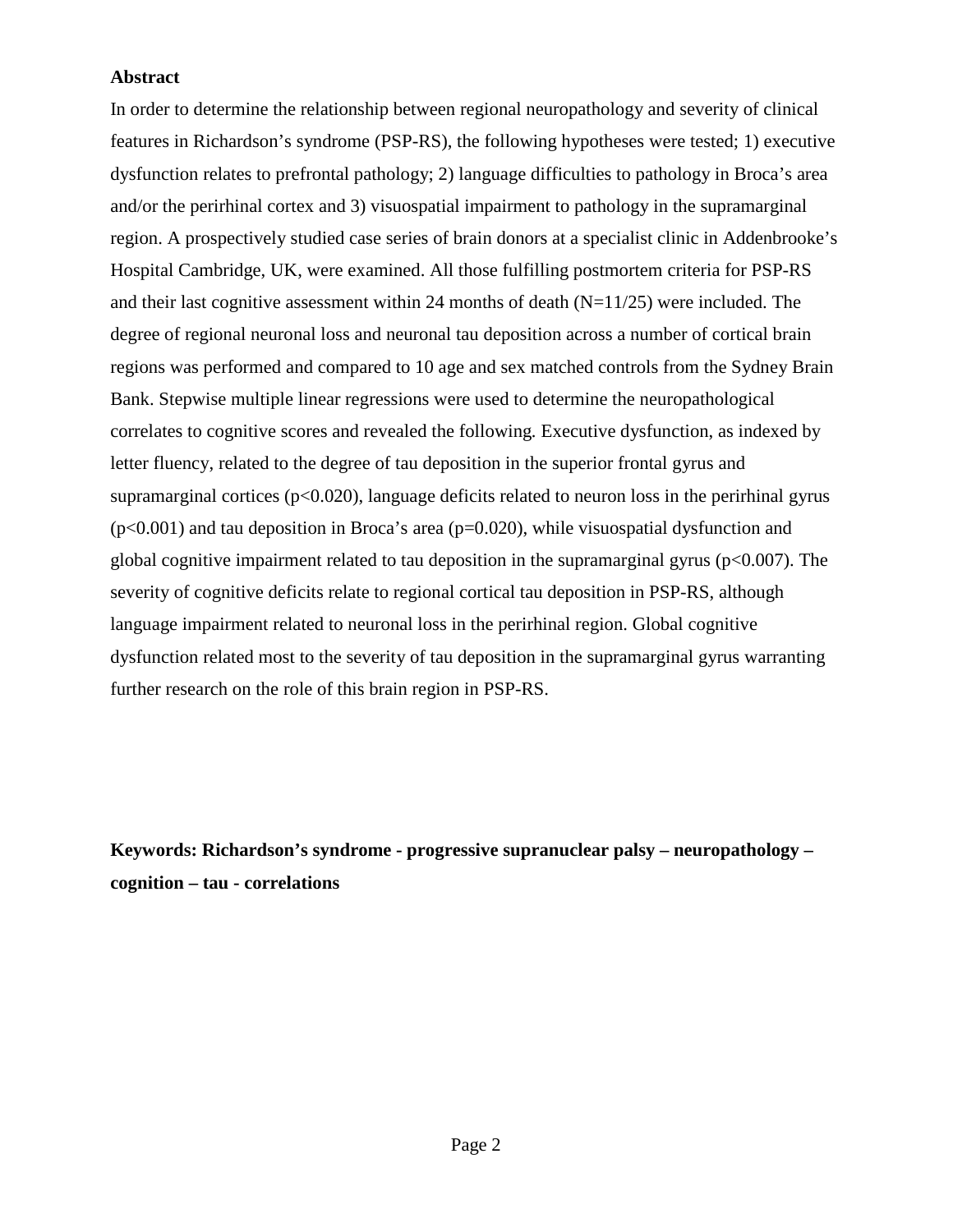## Abstract

In order to determine the relationship between regional neuropathology and severity of clinical features in Richardson's syndrome (PSP-RS), the following hypotheses were tested; 1) executive dysfunction relates to prefrontal pathology; 2) language difficulties to pathology in Broca's area and/or the perirhinal cortex and 3) visuospatial impairment to pathology in the supramarginal region. A prospectively studied case series of brain donors at a specialist clinic in Addenbrooke's Hospital Cambridge, UK, were examined. All those fulfilling postmortem criteria for PSP-RS and their last cognitive assessment within 24 months of death (N=11/25) were included. The degree of regional neuronal loss and neuronal tau deposition across a number of cortical brain regions was performed and compared to 10 age and sex matched controls from the Sydney Brain Bank. Stepwise multiple linear regressions were used to determine the neuropathological correlates to cognitive scores and revealed the following. Executive dysfunction, as indexed by letter fluency, related to the degree of tau deposition in the superior frontal gyrus and supramarginal cortices ($p<0.020$), language deficits related to neuron loss in the perirhinal gyrus ($p<0.001$) and tau deposition in Broca's area ($p=0.020$), while visuospatial dysfunction and global cognitive impairment related to tau deposition in the supramarginal gyrus ($p<0.007$). The severity of cognitive deficits relate to regional cortical tau deposition in PSP-RS, although language impairment related to neuronal loss in the perirhinal region. Global cognitive dysfunction related most to the severity of tau deposition in the supramarginal gyrus warranting further research on the role of this brain region in PSP-RS.

**Keywords: Richardson's syndrome - progressive supranuclear palsy – neuropathology – cognition – tau - correlations**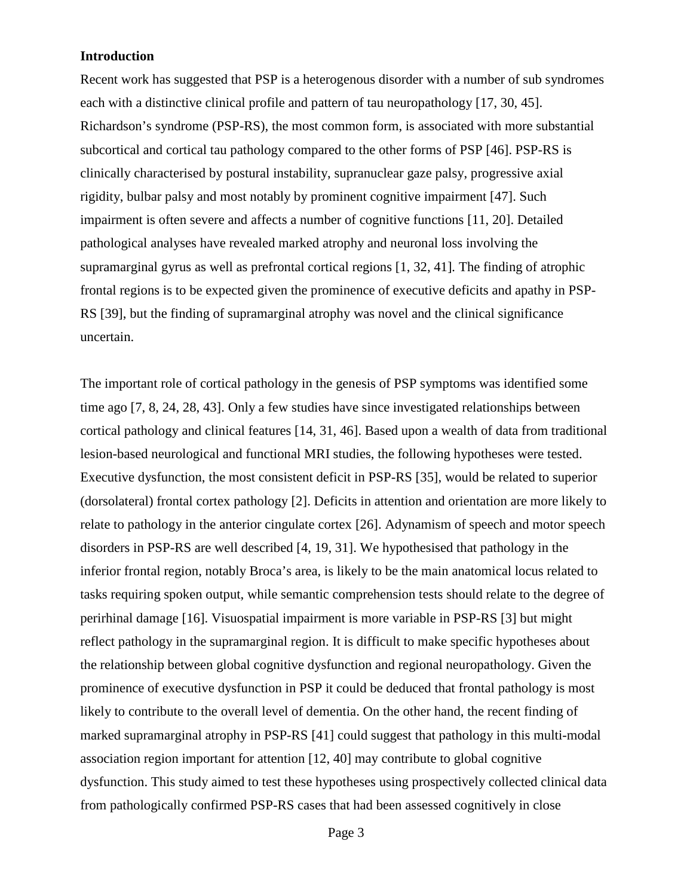## Introduction

Recent work has suggested that PSP is a heterogenous disorder with a number of sub syndromes each with a distinctive clinical profile and pattern of tau neuropathology [17, 30, 45]. Richardson's syndrome (PSP-RS), the most common form, is associated with more substantial subcortical and cortical tau pathology compared to the other forms of PSP [46]. PSP-RS is clinically characterised by postural instability, supranuclear gaze palsy, progressive axial rigidity, bulbar palsy and most notably by prominent cognitive impairment [47]. Such impairment is often severe and affects a number of cognitive functions [11, 20]. Detailed pathological analyses have revealed marked atrophy and neuronal loss involving the supramarginal gyrus as well as prefrontal cortical regions [1, 32, 41]. The finding of atrophic frontal regions is to be expected given the prominence of executive deficits and apathy in PSP-RS [39], but the finding of supramarginal atrophy was novel and the clinical significance uncertain.

The important role of cortical pathology in the genesis of PSP symptoms was identified some time ago [7, 8, 24, 28, 43]. Only a few studies have since investigated relationships between cortical pathology and clinical features [14, 31, 46]. Based upon a wealth of data from traditional lesion-based neurological and functional MRI studies, the following hypotheses were tested. Executive dysfunction, the most consistent deficit in PSP-RS [35], would be related to superior (dorsolateral) frontal cortex pathology [2]. Deficits in attention and orientation are more likely to relate to pathology in the anterior cingulate cortex [26]. Adynamism of speech and motor speech disorders in PSP-RS are well described [4, 19, 31]. We hypothesised that pathology in the inferior frontal region, notably Broca's area, is likely to be the main anatomical locus related to tasks requiring spoken output, while semantic comprehension tests should relate to the degree of perirhinal damage [16]. Visuospatial impairment is more variable in PSP-RS [3] but might reflect pathology in the supramarginal region. It is difficult to make specific hypotheses about the relationship between global cognitive dysfunction and regional neuropathology. Given the prominence of executive dysfunction in PSP it could be deduced that frontal pathology is most likely to contribute to the overall level of dementia. On the other hand, the recent finding of marked supramarginal atrophy in PSP-RS [41] could suggest that pathology in this multi-modal association region important for attention [12, 40] may contribute to global cognitive dysfunction. This study aimed to test these hypotheses using prospectively collected clinical data from pathologically confirmed PSP-RS cases that had been assessed cognitively in close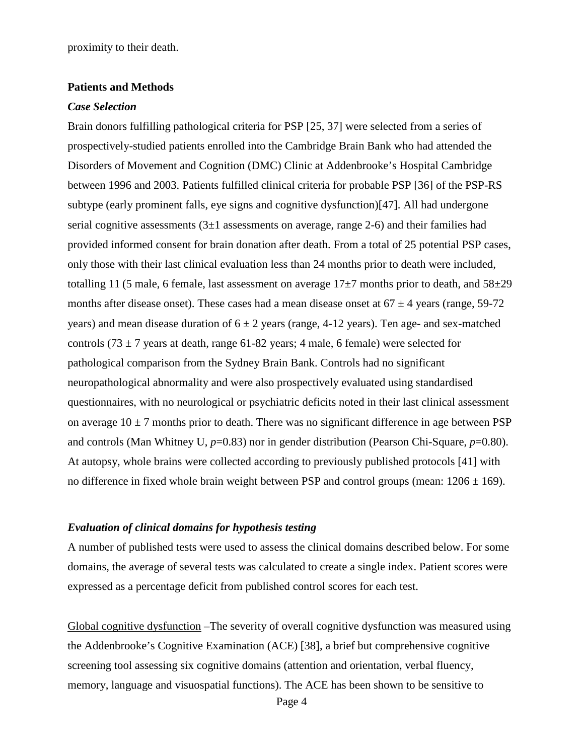proximity to their death.

## Patients and Methods

### *Case Selection*

Brain donors fulfilling pathological criteria for PSP [25, 37] were selected from a series of prospectively-studied patients enrolled into the Cambridge Brain Bank who had attended the Disorders of Movement and Cognition (DMC) Clinic at Addenbrooke's Hospital Cambridge between 1996 and 2003. Patients fulfilled clinical criteria for probable PSP [36] of the PSP-RS subtype (early prominent falls, eye signs and cognitive dysfunction)[47]. All had undergone serial cognitive assessments ($3\pm1$ assessments on average, range 2-6) and their families had provided informed consent for brain donation after death. From a total of 25 potential PSP cases, only those with their last clinical evaluation less than 24 months prior to death were included, totalling 11 (5 male, 6 female, last assessment on average $17\pm7$ months prior to death, and $58\pm29$ months after disease onset). These cases had a mean disease onset at $67 \pm 4$ years (range, 59-72 years) and mean disease duration of $6 \pm 2$ years (range, 4-12 years). Ten age- and sex-matched controls ($73 \pm 7$ years at death, range 61-82 years; 4 male, 6 female) were selected for pathological comparison from the Sydney Brain Bank. Controls had no significant neuropathological abnormality and were also prospectively evaluated using standardised questionnaires, with no neurological or psychiatric deficits noted in their last clinical assessment on average $10 \pm 7$ months prior to death. There was no significant difference in age between PSP and controls (Man Whitney U, $p=0.83$) nor in gender distribution (Pearson Chi-Square, $p=0.80$). At autopsy, whole brains were collected according to previously published protocols [41] with no difference in fixed whole brain weight between PSP and control groups (mean: $1206 \pm 169$).

### *Evaluation of clinical domains for hypothesis testing*

A number of published tests were used to assess the clinical domains described below. For some domains, the average of several tests was calculated to create a single index. Patient scores were expressed as a percentage deficit from published control scores for each test.

Global cognitive dysfunction –The severity of overall cognitive dysfunction was measured using the Addenbrooke's Cognitive Examination (ACE) [38], a brief but comprehensive cognitive screening tool assessing six cognitive domains (attention and orientation, verbal fluency, memory, language and visuospatial functions). The ACE has been shown to be sensitive to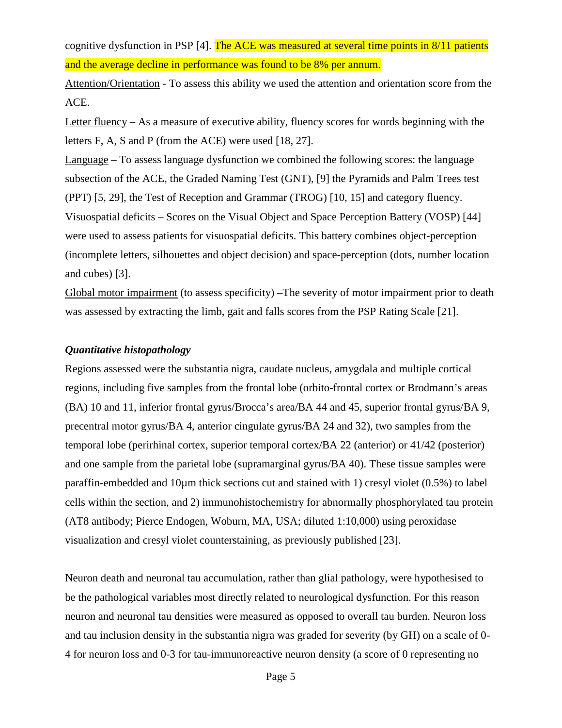cognitive dysfunction in PSP [4]. The ACE was measured at several time points in 8/11 patients and the average decline in performance was found to be 8% per annum.

Attention/Orientation - To assess this ability we used the attention and orientation score from the ACE.

Letter fluency – As a measure of executive ability, fluency scores for words beginning with the letters F, A, S and P (from the ACE) were used [18, 27].

Language – To assess language dysfunction we combined the following scores: the language subsection of the ACE, the Graded Naming Test (GNT), [9] the Pyramids and Palm Trees test (PPT) [5, 29], the Test of Reception and Grammar (TROG) [10, 15] and category fluency.

Visuospatial deficits – Scores on the Visual Object and Space Perception Battery (VOSP) [44] were used to assess patients for visuospatial deficits. This battery combines object-perception (incomplete letters, silhouettes and object decision) and space-perception (dots, number location and cubes) [3].

Global motor impairment (to assess specificity) –The severity of motor impairment prior to death was assessed by extracting the limb, gait and falls scores from the PSP Rating Scale [21].

### *Quantitative histopathology*

Regions assessed were the substantia nigra, caudate nucleus, amygdala and multiple cortical regions, including five samples from the frontal lobe (orbito-frontal cortex or Brodmann's areas (BA) 10 and 11, inferior frontal gyrus/Broca's area/BA 44 and 45, superior frontal gyrus/BA 9, precentral motor gyrus/BA 4, anterior cingulate gyrus/BA 24 and 32), two samples from the temporal lobe (perirhinal cortex, superior temporal cortex/BA 22 (anterior) or 41/42 (posterior) and one sample from the parietal lobe (supramarginal gyrus/BA 40). These tissue samples were paraffin-embedded and 10μm thick sections cut and stained with 1) cresyl violet (0.5%) to label cells within the section, and 2) immunohistochemistry for abnormally phosphorylated tau protein (AT8 antibody; Pierce Endogen, Woburn, MA, USA; diluted 1:10,000) using peroxidase visualization and cresyl violet counterstaining, as previously published [23].

Neuron death and neuronal tau accumulation, rather than glial pathology, were hypothesised to be the pathological variables most directly related to neurological dysfunction. For this reason neuron and neuronal tau densities were measured as opposed to overall tau burden. Neuron loss and tau inclusion density in the substantia nigra was graded for severity (by GH) on a scale of 0-4 for neuron loss and 0-3 for tau-immunoreactive neuron density (a score of 0 representing no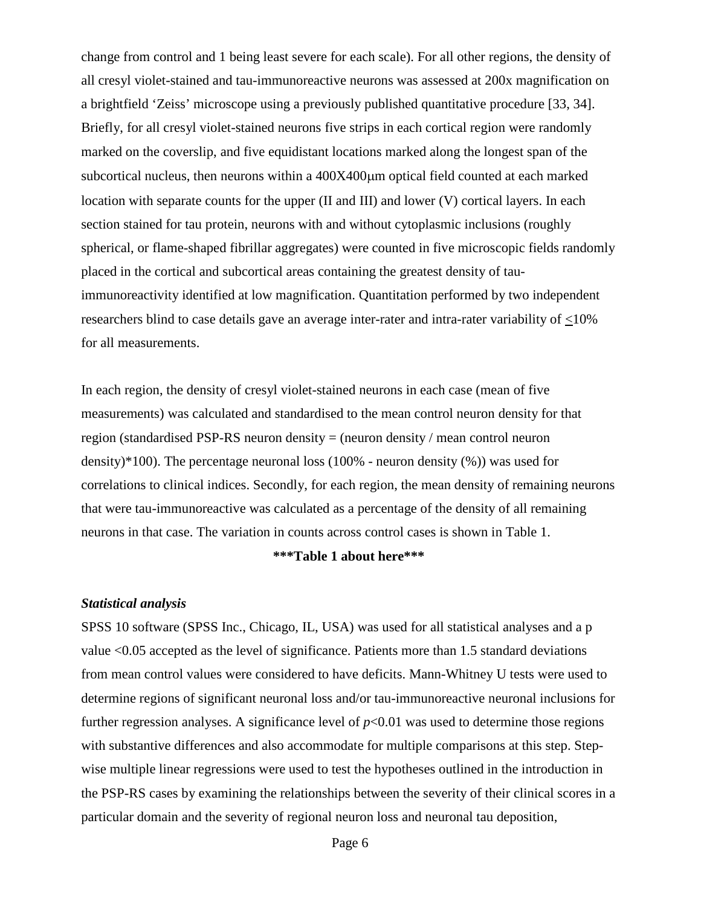change from control and 1 being least severe for each scale). For all other regions, the density of all cresyl violet-stained and tau-immunoreactive neurons was assessed at 200x magnification on a brightfield 'Zeiss' microscope using a previously published quantitative procedure [33, 34]. Briefly, for all cresyl violet-stained neurons five strips in each cortical region were randomly marked on the coverslip, and five equidistant locations marked along the longest span of the subcortical nucleus, then neurons within a 400X400μm optical field counted at each marked location with separate counts for the upper (II and III) and lower (V) cortical layers. In each section stained for tau protein, neurons with and without cytoplasmic inclusions (roughly spherical, or flame-shaped fibrillar aggregates) were counted in five microscopic fields randomly placed in the cortical and subcortical areas containing the greatest density of tau-immunoreactivity identified at low magnification. Quantitation performed by two independent researchers blind to case details gave an average inter-rater and intra-rater variability of $\leq$10% for all measurements.

In each region, the density of cresyl violet-stained neurons in each case (mean of five measurements) was calculated and standardised to the mean control neuron density for that region (standardised PSP-RS neuron density = (neuron density / mean control neuron density)*100). The percentage neuronal loss (100% - neuron density (%)) was used for correlations to clinical indices. Secondly, for each region, the mean density of remaining neurons that were tau-immunoreactive was calculated as a percentage of the density of all remaining neurons in that case. The variation in counts across control cases is shown in Table 1.

**\*\*\*Table 1 about here\*\*\***

### *Statistical analysis*

SPSS 10 software (SPSS Inc., Chicago, IL, USA) was used for all statistical analyses and a p value <0.05 accepted as the level of significance. Patients more than 1.5 standard deviations from mean control values were considered to have deficits. Mann-Whitney U tests were used to determine regions of significant neuronal loss and/or tau-immunoreactive neuronal inclusions for further regression analyses. A significance level of $p<0.01$ was used to determine those regions with substantive differences and also accommodate for multiple comparisons at this step. Step-wise multiple linear regressions were used to test the hypotheses outlined in the introduction in the PSP-RS cases by examining the relationships between the severity of their clinical scores in a particular domain and the severity of regional neuron loss and neuronal tau deposition,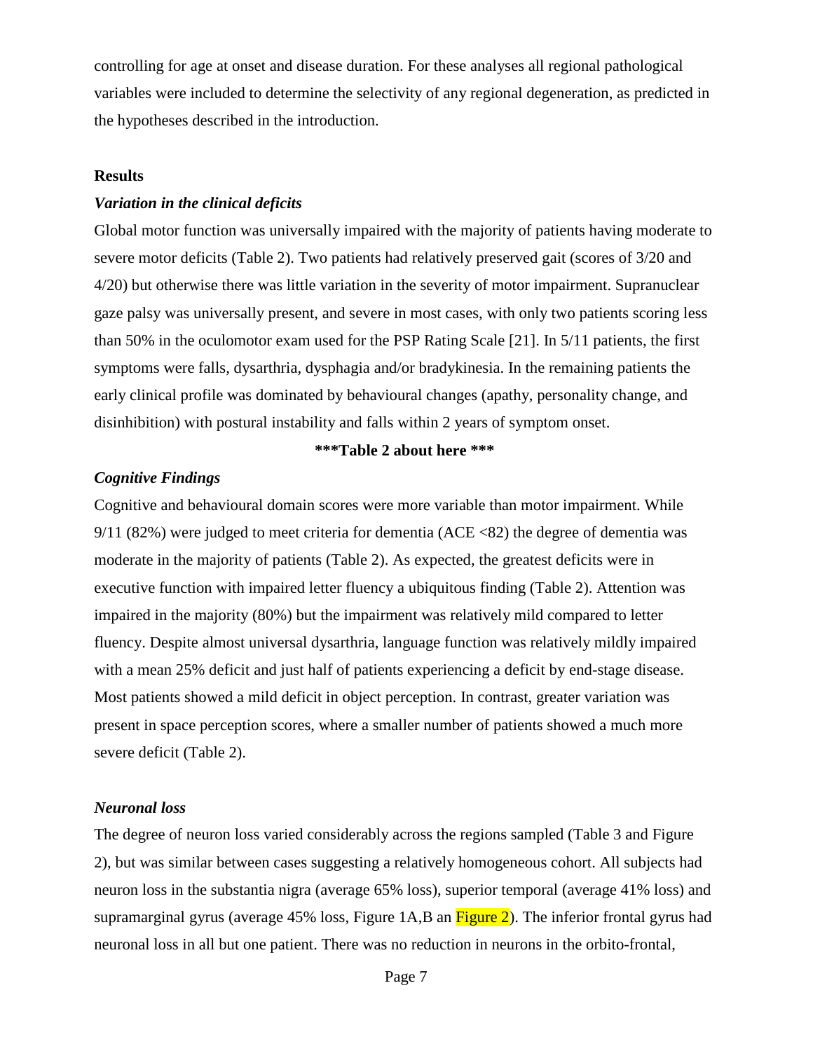controlling for age at onset and disease duration. For these analyses all regional pathological variables were included to determine the selectivity of any regional degeneration, as predicted in the hypotheses described in the introduction.

## Results

### *Variation in the clinical deficits*

Global motor function was universally impaired with the majority of patients having moderate to severe motor deficits (Table 2). Two patients had relatively preserved gait (scores of 3/20 and 4/20) but otherwise there was little variation in the severity of motor impairment. Supranuclear gaze palsy was universally present, and severe in most cases, with only two patients scoring less than 50% in the oculomotor exam used for the PSP Rating Scale [21]. In 5/11 patients, the first symptoms were falls, dysarthria, dysphagia and/or bradykinesia. In the remaining patients the early clinical profile was dominated by behavioural changes (apathy, personality change, and disinhibition) with postural instability and falls within 2 years of symptom onset.

**\*\*\*Table 2 about here \*\*\***

### *Cognitive Findings*

Cognitive and behavioural domain scores were more variable than motor impairment. While 9/11 (82%) were judged to meet criteria for dementia (ACE <82) the degree of dementia was moderate in the majority of patients (Table 2). As expected, the greatest deficits were in executive function with impaired letter fluency a ubiquitous finding (Table 2). Attention was impaired in the majority (80%) but the impairment was relatively mild compared to letter fluency. Despite almost universal dysarthria, language function was relatively mildly impaired with a mean 25% deficit and just half of patients experiencing a deficit by end-stage disease. Most patients showed a mild deficit in object perception. In contrast, greater variation was present in space perception scores, where a smaller number of patients showed a much more severe deficit (Table 2).

### *Neuronal loss*

The degree of neuron loss varied considerably across the regions sampled (Table 3 and Figure 2), but was similar between cases suggesting a relatively homogeneous cohort. All subjects had neuron loss in the substantia nigra (average 65% loss), superior temporal (average 41% loss) and supramarginal gyrus (average 45% loss, Figure 1A,B an Figure 2). The inferior frontal gyrus had neuronal loss in all but one patient. There was no reduction in neurons in the orbito-frontal,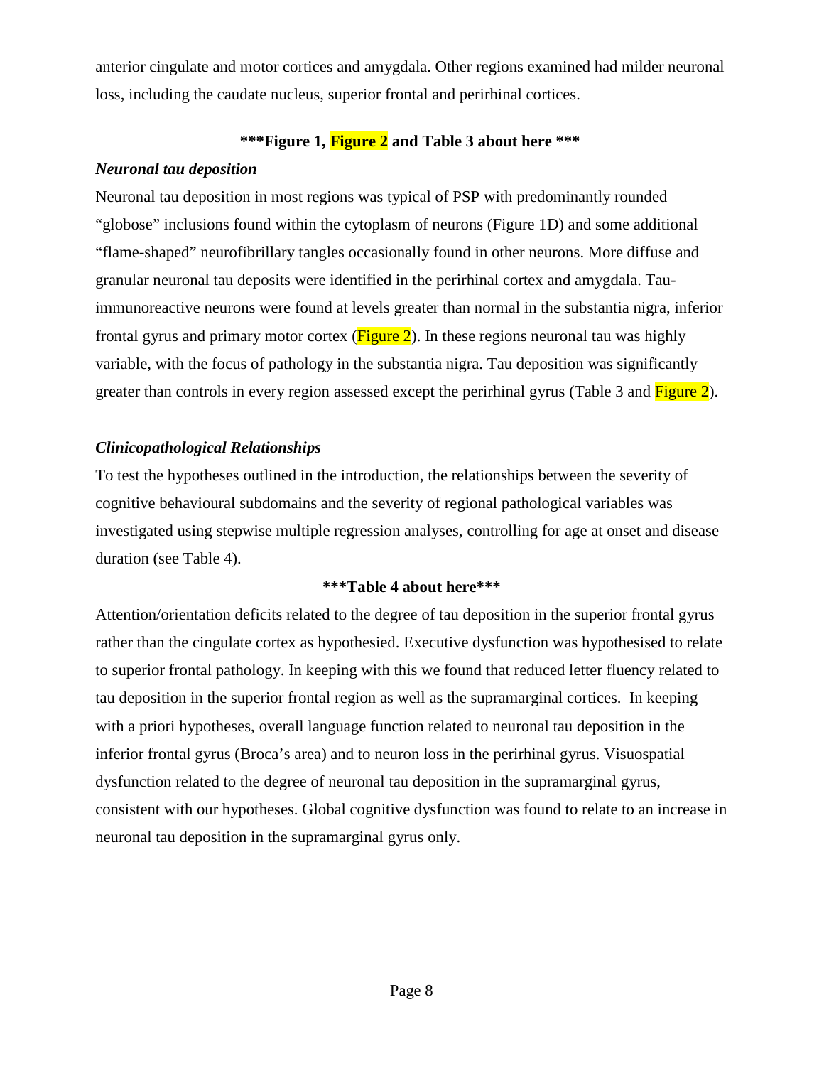anterior cingulate and motor cortices and amygdala. Other regions examined had milder neuronal loss, including the caudate nucleus, superior frontal and perirhinal cortices.

**\*\*\*Figure 1, Figure 2 and Table 3 about here \*\*\***

### *Neuronal tau deposition*

Neuronal tau deposition in most regions was typical of PSP with predominantly rounded "globose" inclusions found within the cytoplasm of neurons (Figure 1D) and some additional "flame-shaped" neurofibrillary tangles occasionally found in other neurons. More diffuse and granular neuronal tau deposits were identified in the perirhinal cortex and amygdala. Tau-immunoreactive neurons were found at levels greater than normal in the substantia nigra, inferior frontal gyrus and primary motor cortex (Figure 2). In these regions neuronal tau was highly variable, with the focus of pathology in the substantia nigra. Tau deposition was significantly greater than controls in every region assessed except the perirhinal gyrus (Table 3 and Figure 2).

### *Clinicopathological Relationships*

To test the hypotheses outlined in the introduction, the relationships between the severity of cognitive behavioural subdomains and the severity of regional pathological variables was investigated using stepwise multiple regression analyses, controlling for age at onset and disease duration (see Table 4).

**\*\*\*Table 4 about here\*\*\***

Attention/orientation deficits related to the degree of tau deposition in the superior frontal gyrus rather than the cingulate cortex as hypothesied. Executive dysfunction was hypothesised to relate to superior frontal pathology. In keeping with this we found that reduced letter fluency related to tau deposition in the superior frontal region as well as the supramarginal cortices. In keeping with a priori hypotheses, overall language function related to neuronal tau deposition in the inferior frontal gyrus (Broca's area) and to neuron loss in the perirhinal gyrus. Visuospatial dysfunction related to the degree of neuronal tau deposition in the supramarginal gyrus, consistent with our hypotheses. Global cognitive dysfunction was found to relate to an increase in neuronal tau deposition in the supramarginal gyrus only.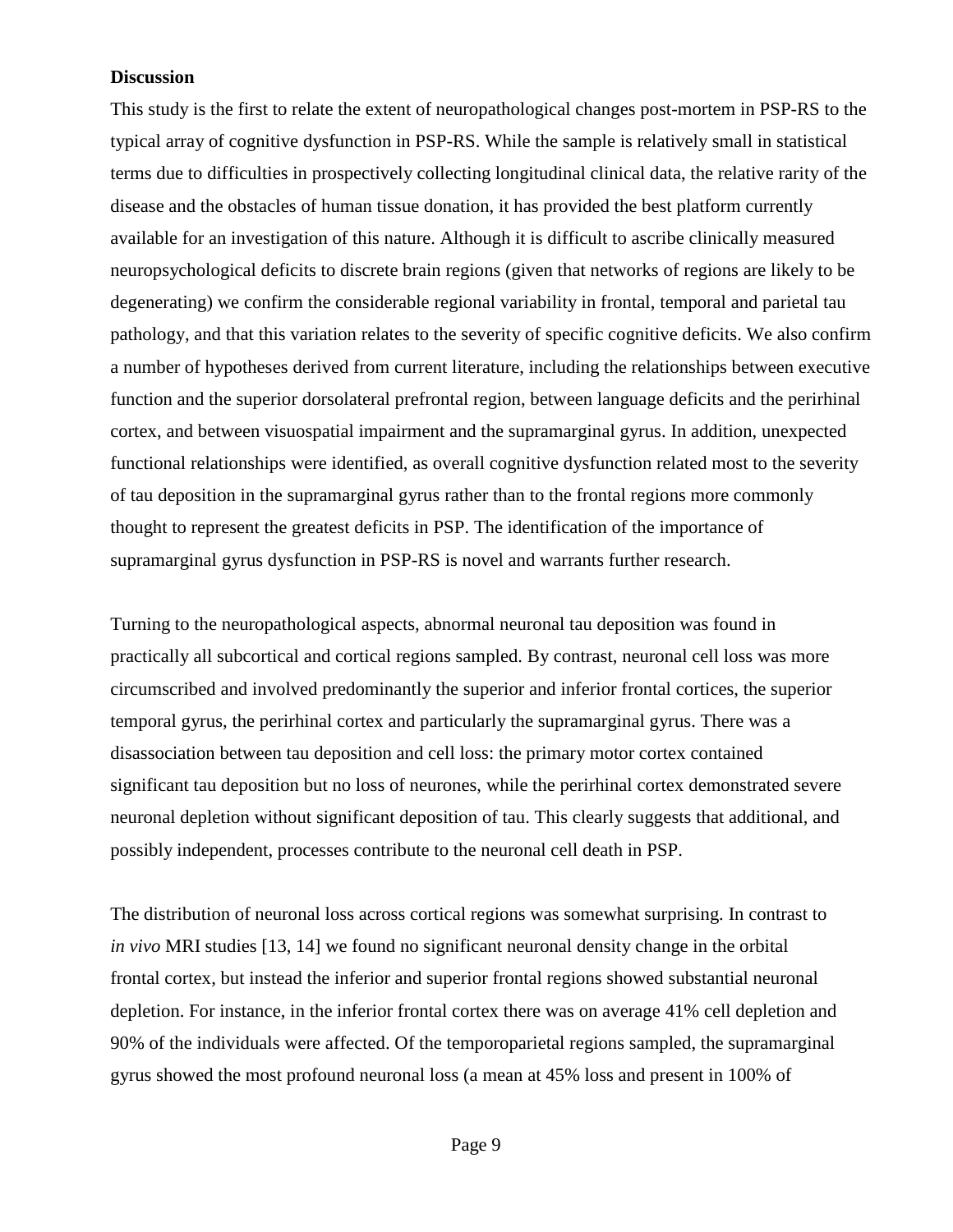**Discussion**

This study is the first to relate the extent of neuropathological changes post-mortem in PSP-RS to the typical array of cognitive dysfunction in PSP-RS. While the sample is relatively small in statistical terms due to difficulties in prospectively collecting longitudinal clinical data, the relative rarity of the disease and the obstacles of human tissue donation, it has provided the best platform currently available for an investigation of this nature. Although it is difficult to ascribe clinically measured neuropsychological deficits to discrete brain regions (given that networks of regions are likely to be degenerating) we confirm the considerable regional variability in frontal, temporal and parietal tau pathology, and that this variation relates to the severity of specific cognitive deficits. We also confirm a number of hypotheses derived from current literature, including the relationships between executive function and the superior dorsolateral prefrontal region, between language deficits and the perirhinal cortex, and between visuospatial impairment and the supramarginal gyrus. In addition, unexpected functional relationships were identified, as overall cognitive dysfunction related most to the severity of tau deposition in the supramarginal gyrus rather than to the frontal regions more commonly thought to represent the greatest deficits in PSP. The identification of the importance of supramarginal gyrus dysfunction in PSP-RS is novel and warrants further research.

Turning to the neuropathological aspects, abnormal neuronal tau deposition was found in practically all subcortical and cortical regions sampled. By contrast, neuronal cell loss was more circumscribed and involved predominantly the superior and inferior frontal cortices, the superior temporal gyrus, the perirhinal cortex and particularly the supramarginal gyrus. There was a disassociation between tau deposition and cell loss: the primary motor cortex contained significant tau deposition but no loss of neurones, while the perirhinal cortex demonstrated severe neuronal depletion without significant deposition of tau. This clearly suggests that additional, and possibly independent, processes contribute to the neuronal cell death in PSP.

The distribution of neuronal loss across cortical regions was somewhat surprising. In contrast to *in vivo* MRI studies [13, 14] we found no significant neuronal density change in the orbital frontal cortex, but instead the inferior and superior frontal regions showed substantial neuronal depletion. For instance, in the inferior frontal cortex there was on average 41% cell depletion and 90% of the individuals were affected. Of the temporoparietal regions sampled, the supramarginal gyrus showed the most profound neuronal loss (a mean at 45% loss and present in 100% of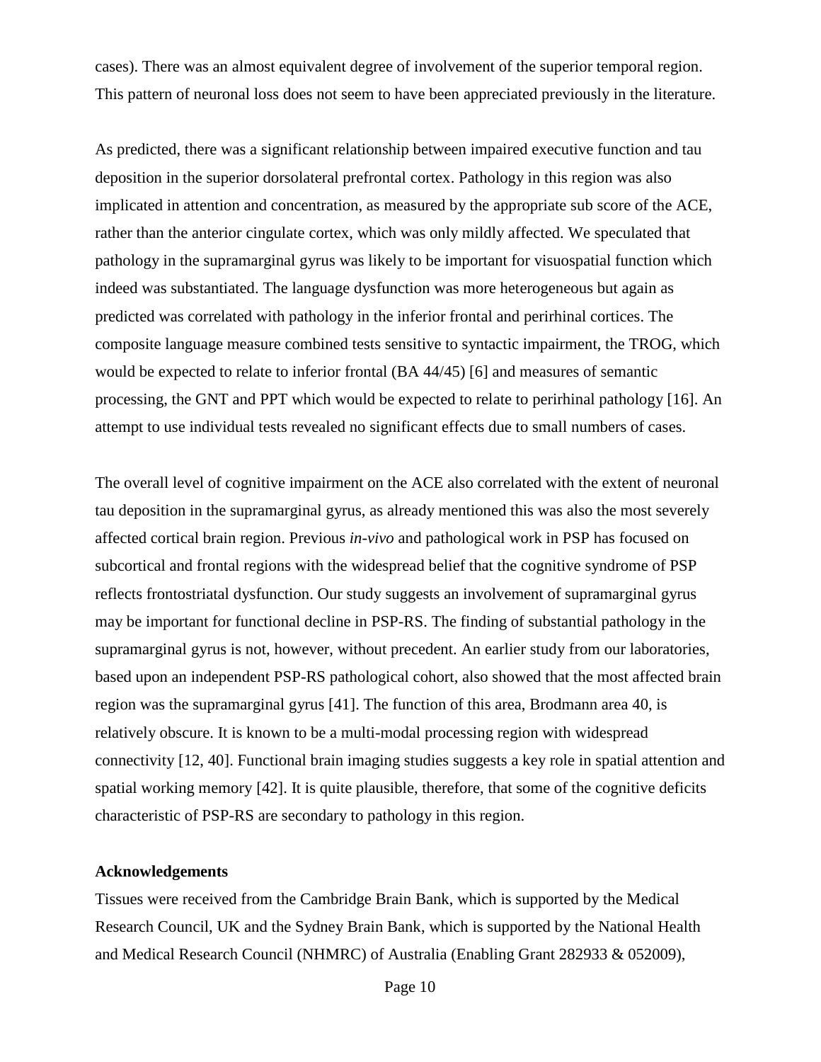cases). There was an almost equivalent degree of involvement of the superior temporal region. This pattern of neuronal loss does not seem to have been appreciated previously in the literature.

As predicted, there was a significant relationship between impaired executive function and tau deposition in the superior dorsolateral prefrontal cortex. Pathology in this region was also implicated in attention and concentration, as measured by the appropriate sub score of the ACE, rather than the anterior cingulate cortex, which was only mildly affected. We speculated that pathology in the supramarginal gyrus was likely to be important for visuospatial function which indeed was substantiated. The language dysfunction was more heterogeneous but again as predicted was correlated with pathology in the inferior frontal and perirhinal cortices. The composite language measure combined tests sensitive to syntactic impairment, the TROG, which would be expected to relate to inferior frontal (BA 44/45) [6] and measures of semantic processing, the GNT and PPT which would be expected to relate to perirhinal pathology [16]. An attempt to use individual tests revealed no significant effects due to small numbers of cases.

The overall level of cognitive impairment on the ACE also correlated with the extent of neuronal tau deposition in the supramarginal gyrus, as already mentioned this was also the most severely affected cortical brain region. Previous *in-vivo* and pathological work in PSP has focused on subcortical and frontal regions with the widespread belief that the cognitive syndrome of PSP reflects frontostriatal dysfunction. Our study suggests an involvement of supramarginal gyrus may be important for functional decline in PSP-RS. The finding of substantial pathology in the supramarginal gyrus is not, however, without precedent. An earlier study from our laboratories, based upon an independent PSP-RS pathological cohort, also showed that the most affected brain region was the supramarginal gyrus [41]. The function of this area, Brodmann area 40, is relatively obscure. It is known to be a multi-modal processing region with widespread connectivity [12, 40]. Functional brain imaging studies suggests a key role in spatial attention and spatial working memory [42]. It is quite plausible, therefore, that some of the cognitive deficits characteristic of PSP-RS are secondary to pathology in this region.

**Acknowledgements**

Tissues were received from the Cambridge Brain Bank, which is supported by the Medical Research Council, UK and the Sydney Brain Bank, which is supported by the National Health and Medical Research Council (NHMRC) of Australia (Enabling Grant 282933 & 052009),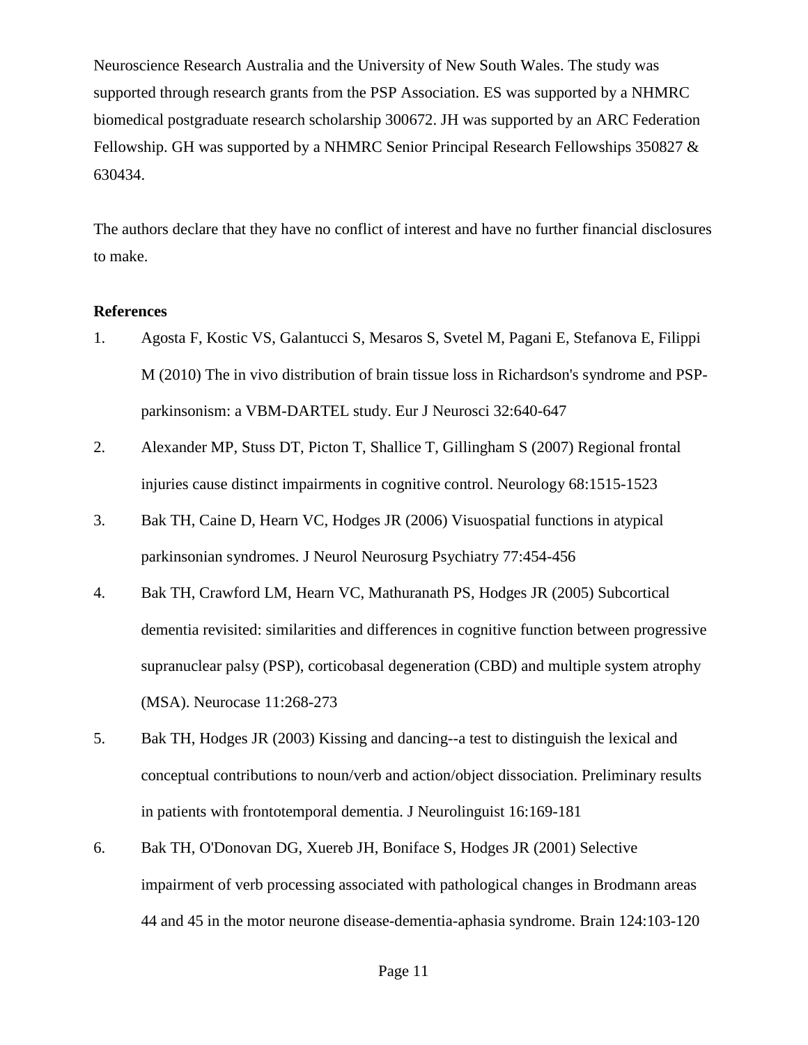Neuroscience Research Australia and the University of New South Wales. The study was supported through research grants from the PSP Association. ES was supported by a NHMRC biomedical postgraduate research scholarship 300672. JH was supported by an ARC Federation Fellowship. GH was supported by a NHMRC Senior Principal Research Fellowships 350827 & 630434.

The authors declare that they have no conflict of interest and have no further financial disclosures to make.

**References**

1. Agosta F, Kostic VS, Galantucci S, Mesaros S, Svetel M, Pagani E, Stefanova E, Filippi M (2010) The in vivo distribution of brain tissue loss in Richardson's syndrome and PSP-parkinsonism: a VBM-DARTEL study. Eur J Neurosci 32:640-647
2. Alexander MP, Stuss DT, Picton T, Shallice T, Gillingham S (2007) Regional frontal injuries cause distinct impairments in cognitive control. Neurology 68:1515-1523
3. Bak TH, Caine D, Hearn VC, Hodges JR (2006) Visuospatial functions in atypical parkinsonian syndromes. J Neurol Neurosurg Psychiatry 77:454-456
4. Bak TH, Crawford LM, Hearn VC, Mathuranath PS, Hodges JR (2005) Subcortical dementia revisited: similarities and differences in cognitive function between progressive supranuclear palsy (PSP), corticobasal degeneration (CBD) and multiple system atrophy (MSA). Neurocase 11:268-273
5. Bak TH, Hodges JR (2003) Kissing and dancing--a test to distinguish the lexical and conceptual contributions to noun/verb and action/object dissociation. Preliminary results in patients with frontotemporal dementia. J Neurolinguist 16:169-181
6. Bak TH, O'Donovan DG, Xuereb JH, Boniface S, Hodges JR (2001) Selective impairment of verb processing associated with pathological changes in Brodmann areas 44 and 45 in the motor neurone disease-dementia-aphasia syndrome. Brain 124:103-120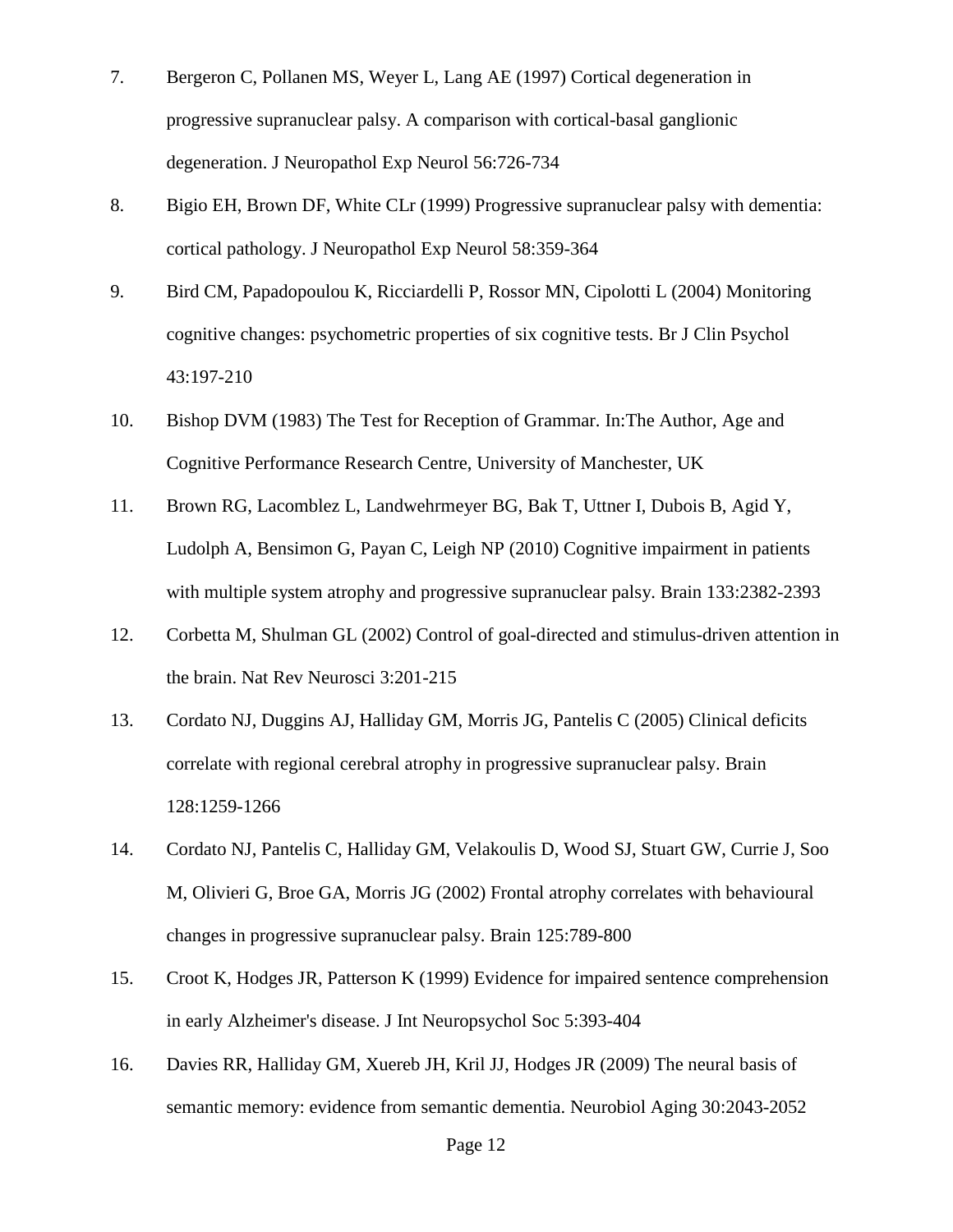7. Bergeron C, Pollanen MS, Weyer L, Lang AE (1997) Cortical degeneration in progressive supranuclear palsy. A comparison with cortical-basal ganglionic degeneration. J Neuropathol Exp Neurol 56:726-734

8. Bigio EH, Brown DF, White CLr (1999) Progressive supranuclear palsy with dementia: cortical pathology. J Neuropathol Exp Neurol 58:359-364

9. Bird CM, Papadopoulou K, Ricciardelli P, Rossor MN, Cipolotti L (2004) Monitoring cognitive changes: psychometric properties of six cognitive tests. Br J Clin Psychol 43:197-210

10. Bishop DVM (1983) The Test for Reception of Grammar. In:The Author, Age and Cognitive Performance Research Centre, University of Manchester, UK

11. Brown RG, Lacomblez L, Landwehrmeyer BG, Bak T, Uttner I, Dubois B, Agid Y, Ludolph A, Bensimon G, Payan C, Leigh NP (2010) Cognitive impairment in patients with multiple system atrophy and progressive supranuclear palsy. Brain 133:2382-2393

12. Corbetta M, Shulman GL (2002) Control of goal-directed and stimulus-driven attention in the brain. Nat Rev Neurosci 3:201-215

13. Cordato NJ, Duggins AJ, Halliday GM, Morris JG, Pantelis C (2005) Clinical deficits correlate with regional cerebral atrophy in progressive supranuclear palsy. Brain 128:1259-1266

14. Cordato NJ, Pantelis C, Halliday GM, Velakoulis D, Wood SJ, Stuart GW, Currie J, Soo M, Olivieri G, Broe GA, Morris JG (2002) Frontal atrophy correlates with behavioural changes in progressive supranuclear palsy. Brain 125:789-800

15. Croot K, Hodges JR, Patterson K (1999) Evidence for impaired sentence comprehension in early Alzheimer's disease. J Int Neuropsychol Soc 5:393-404

16. Davies RR, Halliday GM, Xuereb JH, Kril JJ, Hodges JR (2009) The neural basis of semantic memory: evidence from semantic dementia. Neurobiol Aging 30:2043-2052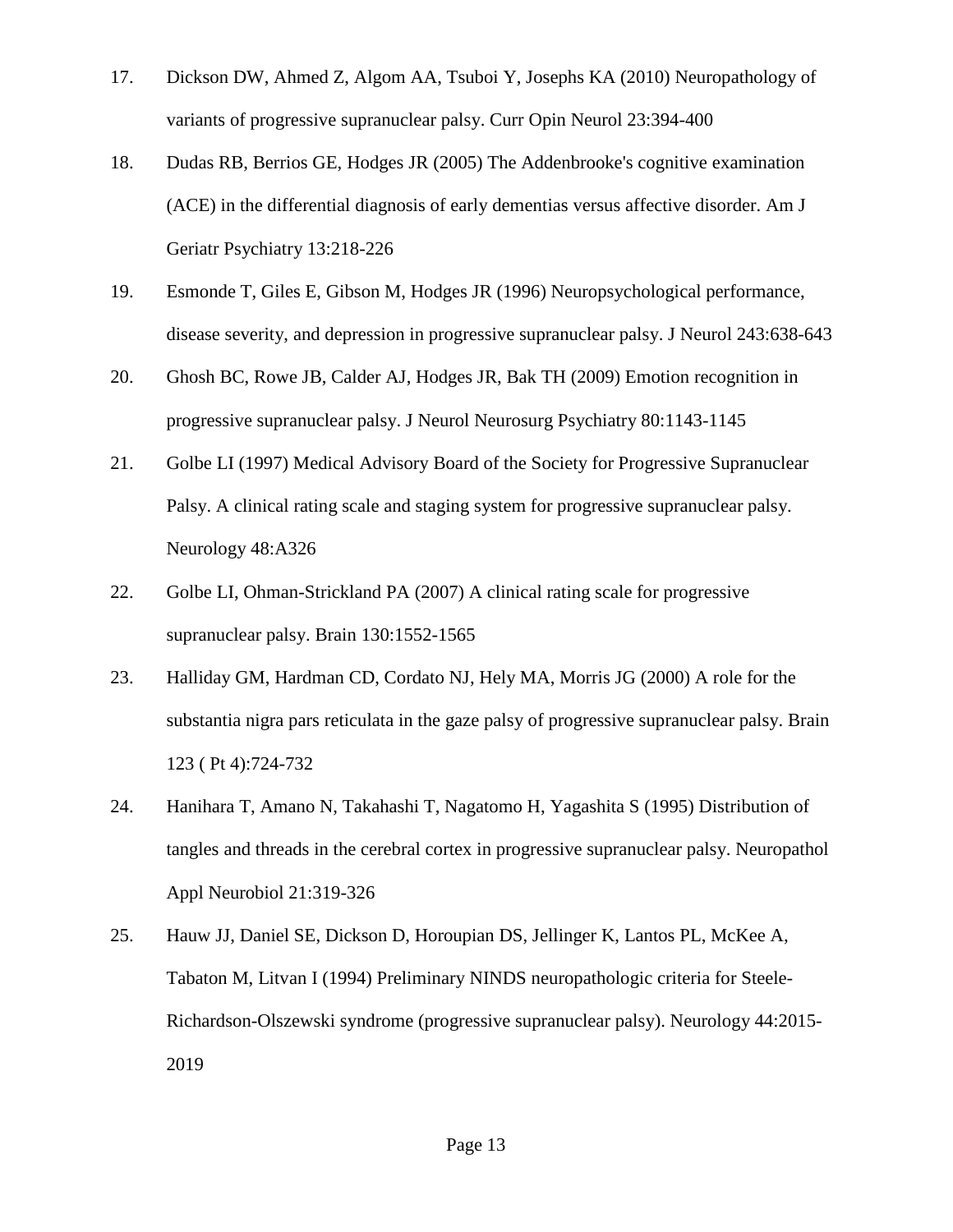17. Dickson DW, Ahmed Z, Algom AA, Tsuboi Y, Josephs KA (2010) Neuropathology of variants of progressive supranuclear palsy. Curr Opin Neurol 23:394-400
18. Dudas RB, Berrios GE, Hodges JR (2005) The Addenbrooke's cognitive examination (ACE) in the differential diagnosis of early dementias versus affective disorder. Am J Geriatr Psychiatry 13:218-226
19. Esmonde T, Giles E, Gibson M, Hodges JR (1996) Neuropsychological performance, disease severity, and depression in progressive supranuclear palsy. J Neurol 243:638-643
20. Ghosh BC, Rowe JB, Calder AJ, Hodges JR, Bak TH (2009) Emotion recognition in progressive supranuclear palsy. J Neurol Neurosurg Psychiatry 80:1143-1145
21. Golbe LI (1997) Medical Advisory Board of the Society for Progressive Supranuclear Palsy. A clinical rating scale and staging system for progressive supranuclear palsy. Neurology 48:A326
22. Golbe LI, Ohman-Strickland PA (2007) A clinical rating scale for progressive supranuclear palsy. Brain 130:1552-1565
23. Halliday GM, Hardman CD, Cordato NJ, Hely MA, Morris JG (2000) A role for the substantia nigra pars reticulata in the gaze palsy of progressive supranuclear palsy. Brain 123 ( Pt 4):724-732
24. Hanihara T, Amano N, Takahashi T, Nagatomo H, Yagashita S (1995) Distribution of tangles and threads in the cerebral cortex in progressive supranuclear palsy. Neuropathol Appl Neurobiol 21:319-326
25. Hauw JJ, Daniel SE, Dickson D, Horoupian DS, Jellinger K, Lantos PL, McKee A, Tabaton M, Litvan I (1994) Preliminary NINDS neuropathologic criteria for Steele-Richardson-Olszewski syndrome (progressive supranuclear palsy). Neurology 44:2015-2019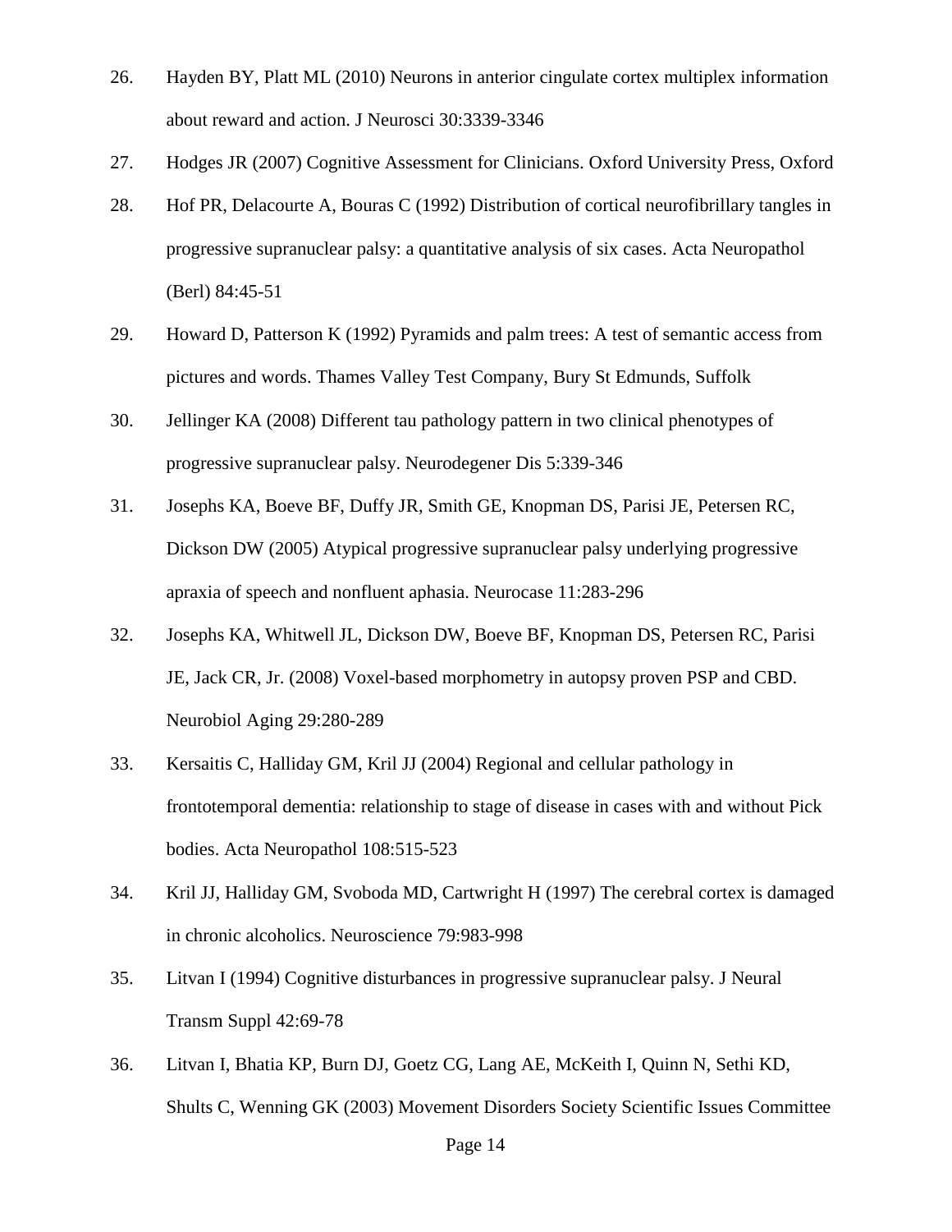26. Hayden BY, Platt ML (2010) Neurons in anterior cingulate cortex multiplex information about reward and action. J Neurosci 30:3339-3346
27. Hodges JR (2007) Cognitive Assessment for Clinicians. Oxford University Press, Oxford
28. Hof PR, Delacourte A, Bouras C (1992) Distribution of cortical neurofibrillary tangles in progressive supranuclear palsy: a quantitative analysis of six cases. Acta Neuropathol (Berl) 84:45-51
29. Howard D, Patterson K (1992) Pyramids and palm trees: A test of semantic access from pictures and words. Thames Valley Test Company, Bury St Edmunds, Suffolk
30. Jellinger KA (2008) Different tau pathology pattern in two clinical phenotypes of progressive supranuclear palsy. Neurodegener Dis 5:339-346
31. Josephs KA, Boeve BF, Duffy JR, Smith GE, Knopman DS, Parisi JE, Petersen RC, Dickson DW (2005) Atypical progressive supranuclear palsy underlying progressive apraxia of speech and nonfluent aphasia. Neurocase 11:283-296
32. Josephs KA, Whitwell JL, Dickson DW, Boeve BF, Knopman DS, Petersen RC, Parisi JE, Jack CR, Jr. (2008) Voxel-based morphometry in autopsy proven PSP and CBD. Neurobiol Aging 29:280-289
33. Kersaitis C, Halliday GM, Kril JJ (2004) Regional and cellular pathology in frontotemporal dementia: relationship to stage of disease in cases with and without Pick bodies. Acta Neuropathol 108:515-523
34. Kril JJ, Halliday GM, Svoboda MD, Cartwright H (1997) The cerebral cortex is damaged in chronic alcoholics. Neuroscience 79:983-998
35. Litvan I (1994) Cognitive disturbances in progressive supranuclear palsy. J Neural Transm Suppl 42:69-78
36. Litvan I, Bhatia KP, Burn DJ, Goetz CG, Lang AE, McKeith I, Quinn N, Sethi KD, Shults C, Wenning GK (2003) Movement Disorders Society Scientific Issues Committee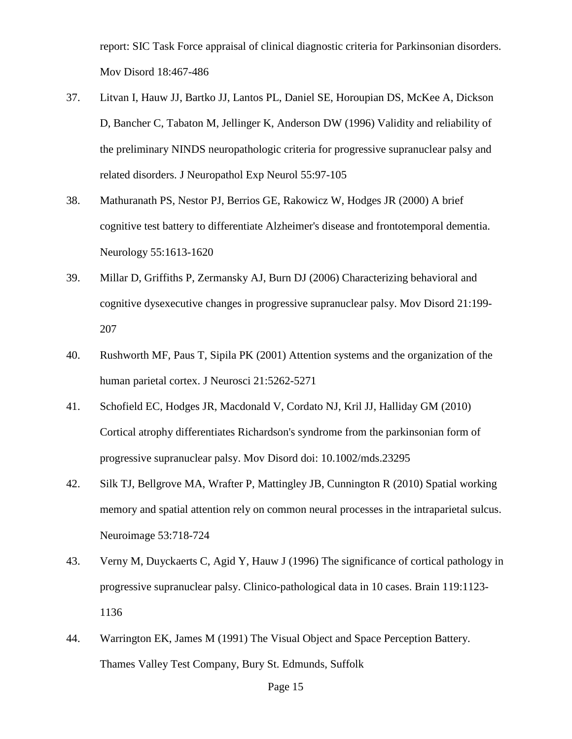report: SIC Task Force appraisal of clinical diagnostic criteria for Parkinsonian disorders. Mov Disord 18:467-486

37. Litvan I, Hauw JJ, Bartko JJ, Lantos PL, Daniel SE, Horoupian DS, McKee A, Dickson D, Bancher C, Tabaton M, Jellinger K, Anderson DW (1996) Validity and reliability of the preliminary NINDS neuropathologic criteria for progressive supranuclear palsy and related disorders. J Neuropathol Exp Neurol 55:97-105

38. Mathuranath PS, Nestor PJ, Berrios GE, Rakowicz W, Hodges JR (2000) A brief cognitive test battery to differentiate Alzheimer's disease and frontotemporal dementia. Neurology 55:1613-1620

39. Millar D, Griffiths P, Zermansky AJ, Burn DJ (2006) Characterizing behavioral and cognitive dysexecutive changes in progressive supranuclear palsy. Mov Disord 21:199-207

40. Rushworth MF, Paus T, Sipila PK (2001) Attention systems and the organization of the human parietal cortex. J Neurosci 21:5262-5271

41. Schofield EC, Hodges JR, Macdonald V, Cordato NJ, Kril JJ, Halliday GM (2010) Cortical atrophy differentiates Richardson's syndrome from the parkinsonian form of progressive supranuclear palsy. Mov Disord doi: 10.1002/mds.23295

42. Silk TJ, Bellgrove MA, Wrafter P, Mattingley JB, Cunnington R (2010) Spatial working memory and spatial attention rely on common neural processes in the intraparietal sulcus. Neuroimage 53:718-724

43. Verny M, Duyckaerts C, Agid Y, Hauw J (1996) The significance of cortical pathology in progressive supranuclear palsy. Clinico-pathological data in 10 cases. Brain 119:1123-1136

44. Warrington EK, James M (1991) The Visual Object and Space Perception Battery. Thames Valley Test Company, Bury St. Edmunds, Suffolk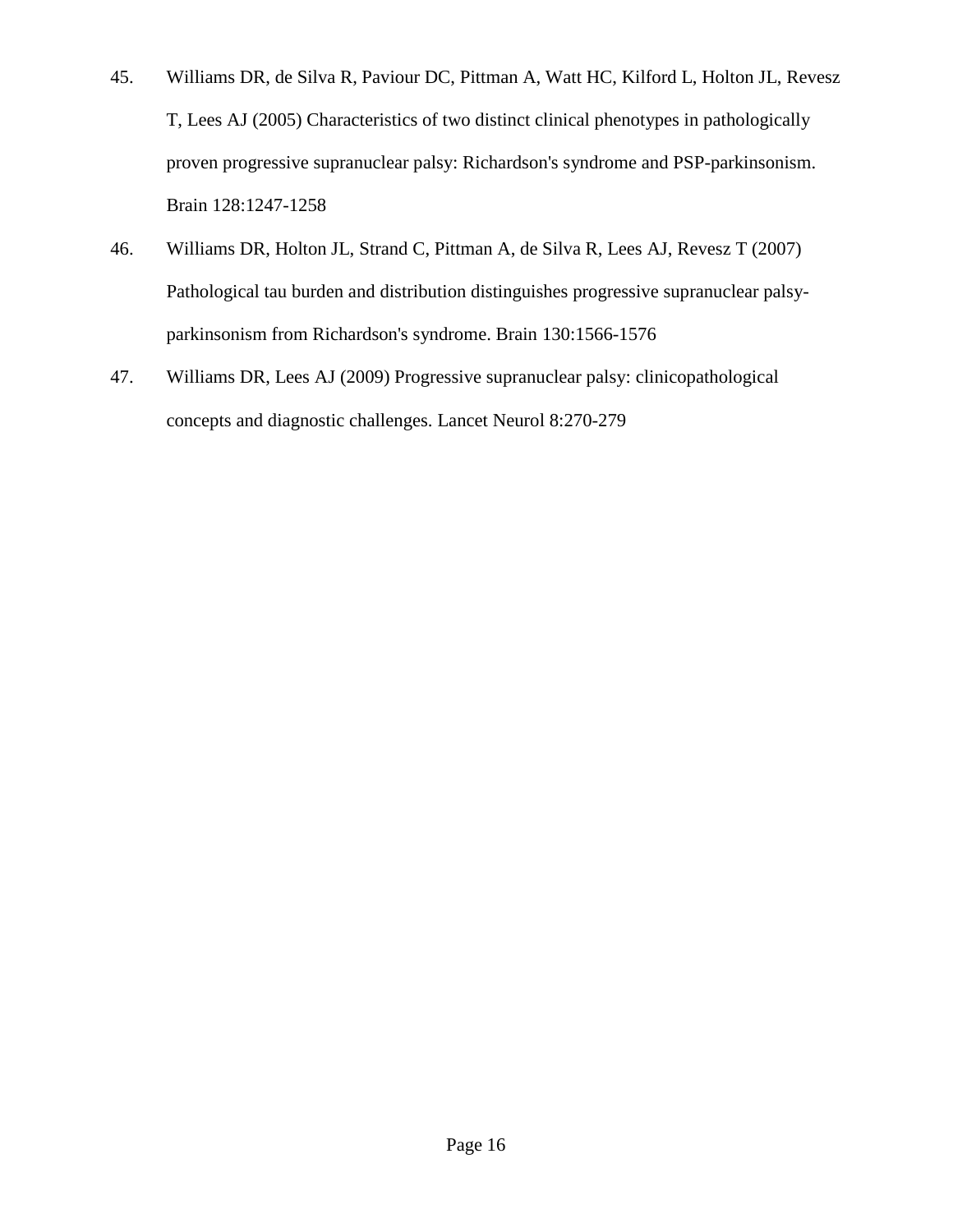45. Williams DR, de Silva R, Paviour DC, Pittman A, Watt HC, Kilford L, Holton JL, Revesz T, Lees AJ (2005) Characteristics of two distinct clinical phenotypes in pathologically proven progressive supranuclear palsy: Richardson's syndrome and PSP-parkinsonism. Brain 128:1247-1258

46. Williams DR, Holton JL, Strand C, Pittman A, de Silva R, Lees AJ, Revesz T (2007) Pathological tau burden and distribution distinguishes progressive supranuclear palsy-parkinsonism from Richardson's syndrome. Brain 130:1566-1576

47. Williams DR, Lees AJ (2009) Progressive supranuclear palsy: clinicopathological concepts and diagnostic challenges. Lancet Neurol 8:270-279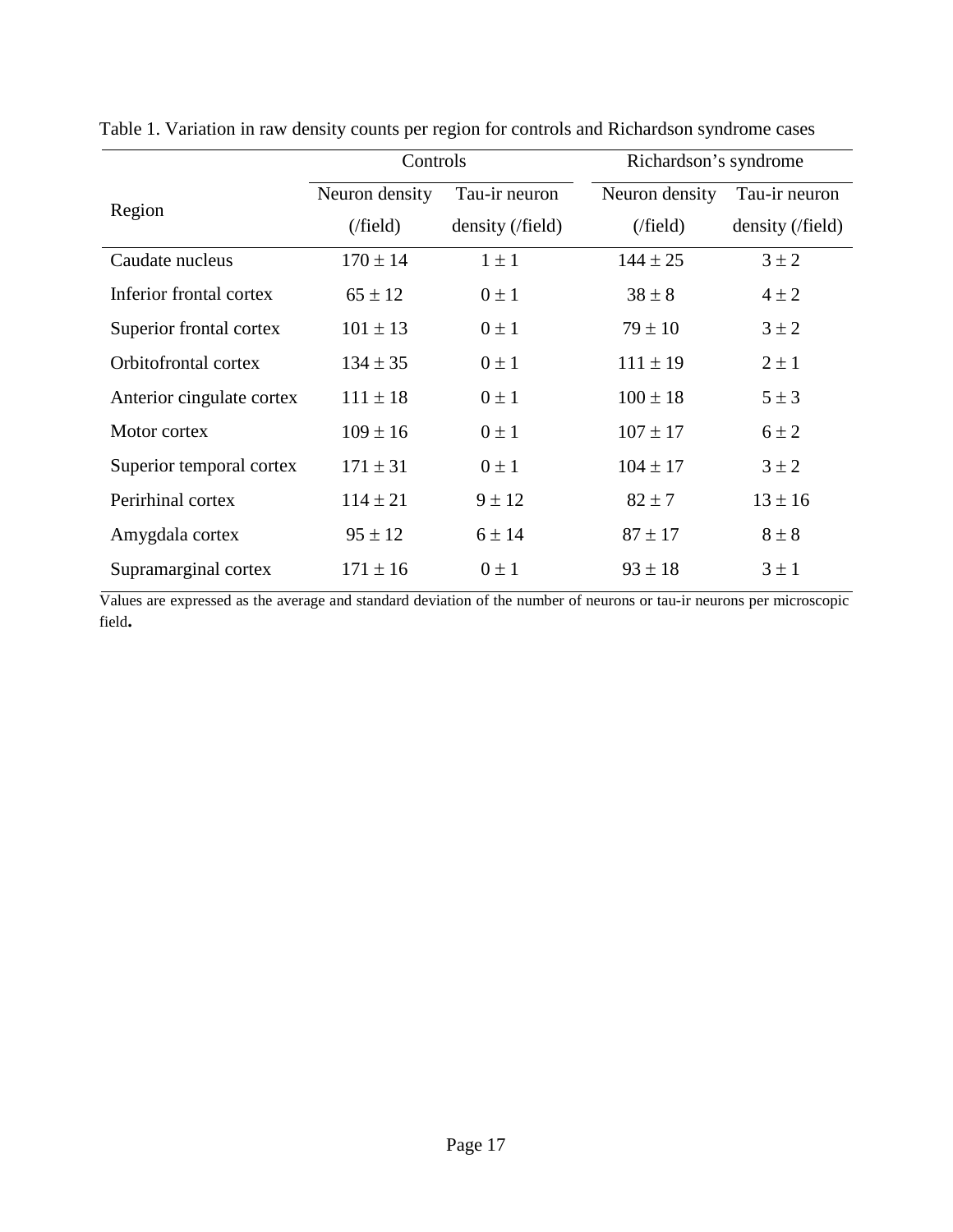Table 1. Variation in raw density counts per region for controls and Richardson syndrome cases

| Region | Controls | | Richardson's syndrome | |
|---|---|---|---|---|
| | Neuron density (/field) | Tau-ir neuron density (/field) | Neuron density (/field) | Tau-ir neuron density (/field) |
| Caudate nucleus | $170 \pm 14$ | $1 \pm 1$ | $144 \pm 25$ | $3 \pm 2$ |
| Inferior frontal cortex | $65 \pm 12$ | $0 \pm 1$ | $38 \pm 8$ | $4 \pm 2$ |
| Superior frontal cortex | $101 \pm 13$ | $0 \pm 1$ | $79 \pm 10$ | $3 \pm 2$ |
| Orbitofrontal cortex | $134 \pm 35$ | $0 \pm 1$ | $111 \pm 19$ | $2 \pm 1$ |
| Anterior cingulate cortex | $111 \pm 18$ | $0 \pm 1$ | $100 \pm 18$ | $5 \pm 3$ |
| Motor cortex | $109 \pm 16$ | $0 \pm 1$ | $107 \pm 17$ | $6 \pm 2$ |
| Superior temporal cortex | $171 \pm 31$ | $0 \pm 1$ | $104 \pm 17$ | $3 \pm 2$ |
| Perirhinal cortex | $114 \pm 21$ | $9 \pm 12$ | $82 \pm 7$ | $13 \pm 16$ |
| Amygdala cortex | $95 \pm 12$ | $6 \pm 14$ | $87 \pm 17$ | $8 \pm 8$ |
| Supramarginal cortex | $171 \pm 16$ | $0 \pm 1$ | $93 \pm 18$ | $3 \pm 1$ |

Values are expressed as the average and standard deviation of the number of neurons or tau-ir neurons per microscopic field**.**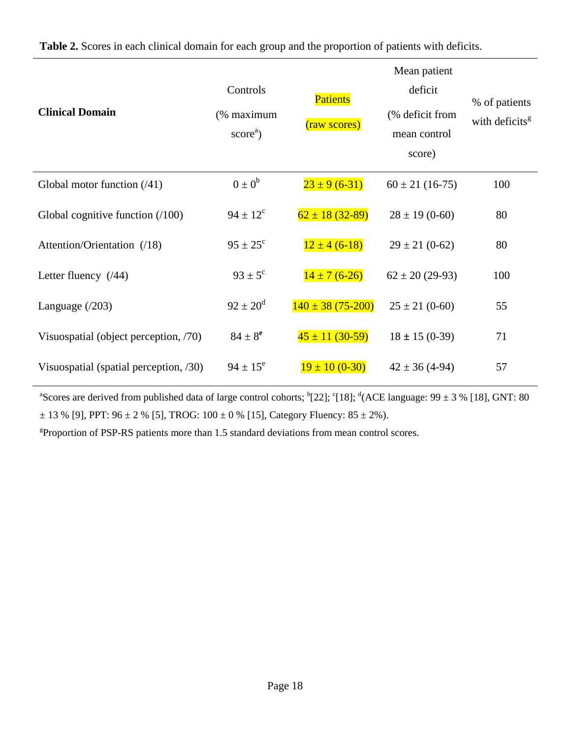**Table 2.** Scores in each clinical domain for each group and the proportion of patients with deficits.

| Clinical Domain | Controls (% maximum score[a]) | Patients (raw scores) | Mean patient deficit (% deficit from mean control score) | % of patients with deficits[g] |
|---|---|---|---|---|
| Global motor function (/41) | 0 ± 0[b] | 23 ± 9 (6-31) | 60 ± 21 (16-75) | 100 |
| Global cognitive function (/100) | 94 ± 12[c] | 62 ± 18 (32-89) | 28 ± 19 (0-60) | 80 |
| Attention/Orientation (/18) | 95 ± 25[c] | 12 ± 4 (6-18) | 29 ± 21 (0-62) | 80 |
| Letter fluency (/44) | 93 ± 5[c] | 14 ± 7 (6-26) | 62 ± 20 (29-93) | 100 |
| Language (/203) | 92 ± 20[d] | 140 ± 38 (75-200) | 25 ± 21 (0-60) | 55 |
| Visuospatial (object perception, /70) | 84 ± 8[e] | 45 ± 11 (30-59) | 18 ± 15 (0-39) | 71 |
| Visuospatial (spatial perception, /30) | 94 ± 15[e] | 19 ± 10 (0-30) | 42 ± 36 (4-94) | 57 |

[a]Scores are derived from published data of large control cohorts; [b][22]; [c][18]; [d](ACE language: 99 ± 3 % [18], GNT: 80 ± 13 % [9], PPT: 96 ± 2 % [5], TROG: 100 ± 0 % [15], Category Fluency: 85 ± 2%).

[g]Proportion of PSP-RS patients more than 1.5 standard deviations from mean control scores.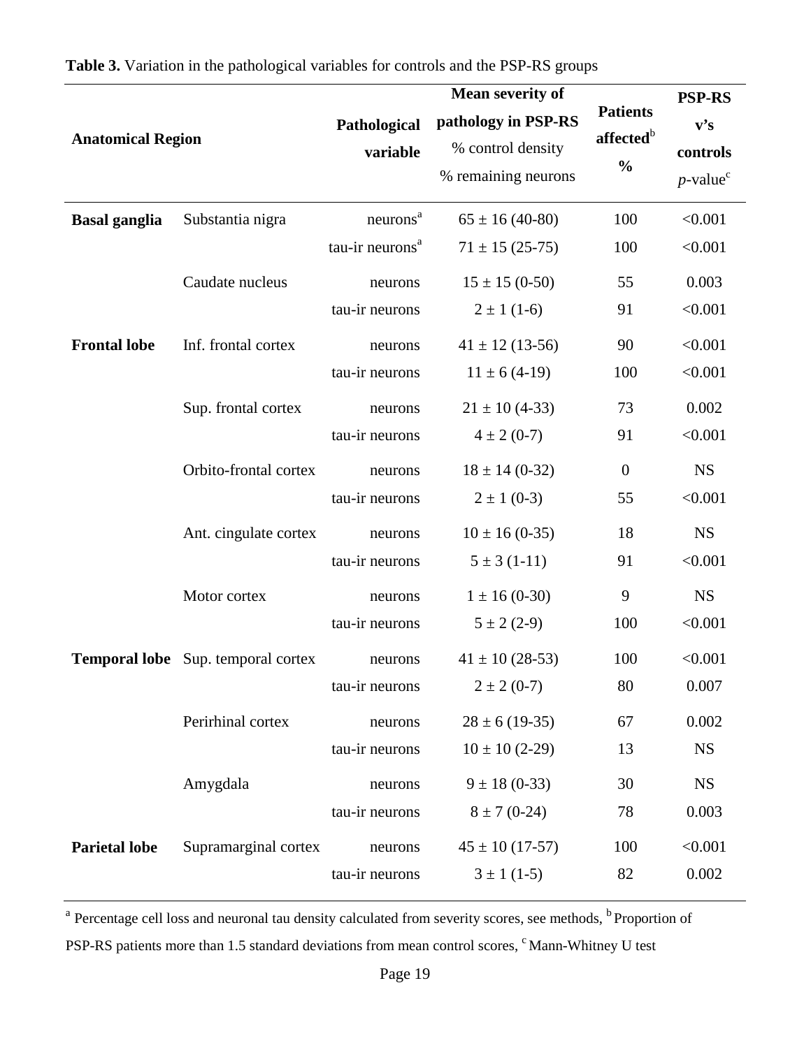**Table 3.** Variation in the pathological variables for controls and the PSP-RS groups

| Anatomical Region | | Pathological variable | Mean severity of pathology in PSP-RS % control density % remaining neurons | Patients affected[b] % | PSP-RS v's controls *p*-value[c] |
|---|---|---|---|---|---|
| **Basal ganglia** | Substantia nigra | neurons[a] | 65 ± 16 (40-80) | 100 | <0.001 |
| | | tau-ir neurons[a] | 71 ± 15 (25-75) | 100 | <0.001 |
| | Caudate nucleus | neurons | 15 ± 15 (0-50) | 55 | 0.003 |
| | | tau-ir neurons | 2 ± 1 (1-6) | 91 | <0.001 |
| **Frontal lobe** | Inf. frontal cortex | neurons | 41 ± 12 (13-56) | 90 | <0.001 |
| | | tau-ir neurons | 11 ± 6 (4-19) | 100 | <0.001 |
| | Sup. frontal cortex | neurons | 21 ± 10 (4-33) | 73 | 0.002 |
| | | tau-ir neurons | 4 ± 2 (0-7) | 91 | <0.001 |
| | Orbito-frontal cortex | neurons | 18 ± 14 (0-32) | 0 | NS |
| | | tau-ir neurons | 2 ± 1 (0-3) | 55 | <0.001 |
| | Ant. cingulate cortex | neurons | 10 ± 16 (0-35) | 18 | NS |
| | | tau-ir neurons | 5 ± 3 (1-11) | 91 | <0.001 |
| | Motor cortex | neurons | 1 ± 16 (0-30) | 9 | NS |
| | | tau-ir neurons | 5 ± 2 (2-9) | 100 | <0.001 |
| **Temporal lobe** | Sup. temporal cortex | neurons | 41 ± 10 (28-53) | 100 | <0.001 |
| | | tau-ir neurons | 2 ± 2 (0-7) | 80 | 0.007 |
| | Perirhinal cortex | neurons | 28 ± 6 (19-35) | 67 | 0.002 |
| | | tau-ir neurons | 10 ± 10 (2-29) | 13 | NS |
| | Amygdala | neurons | 9 ± 18 (0-33) | 30 | NS |
| | | tau-ir neurons | 8 ± 7 (0-24) | 78 | 0.003 |
| **Parietal lobe** | Supramarginal cortex | neurons | 45 ± 10 (17-57) | 100 | <0.001 |
| | | tau-ir neurons | 3 ± 1 (1-5) | 82 | 0.002 |

[a] Percentage cell loss and neuronal tau density calculated from severity scores, see methods, [b] Proportion of PSP-RS patients more than 1.5 standard deviations from mean control scores, [c] Mann-Whitney U test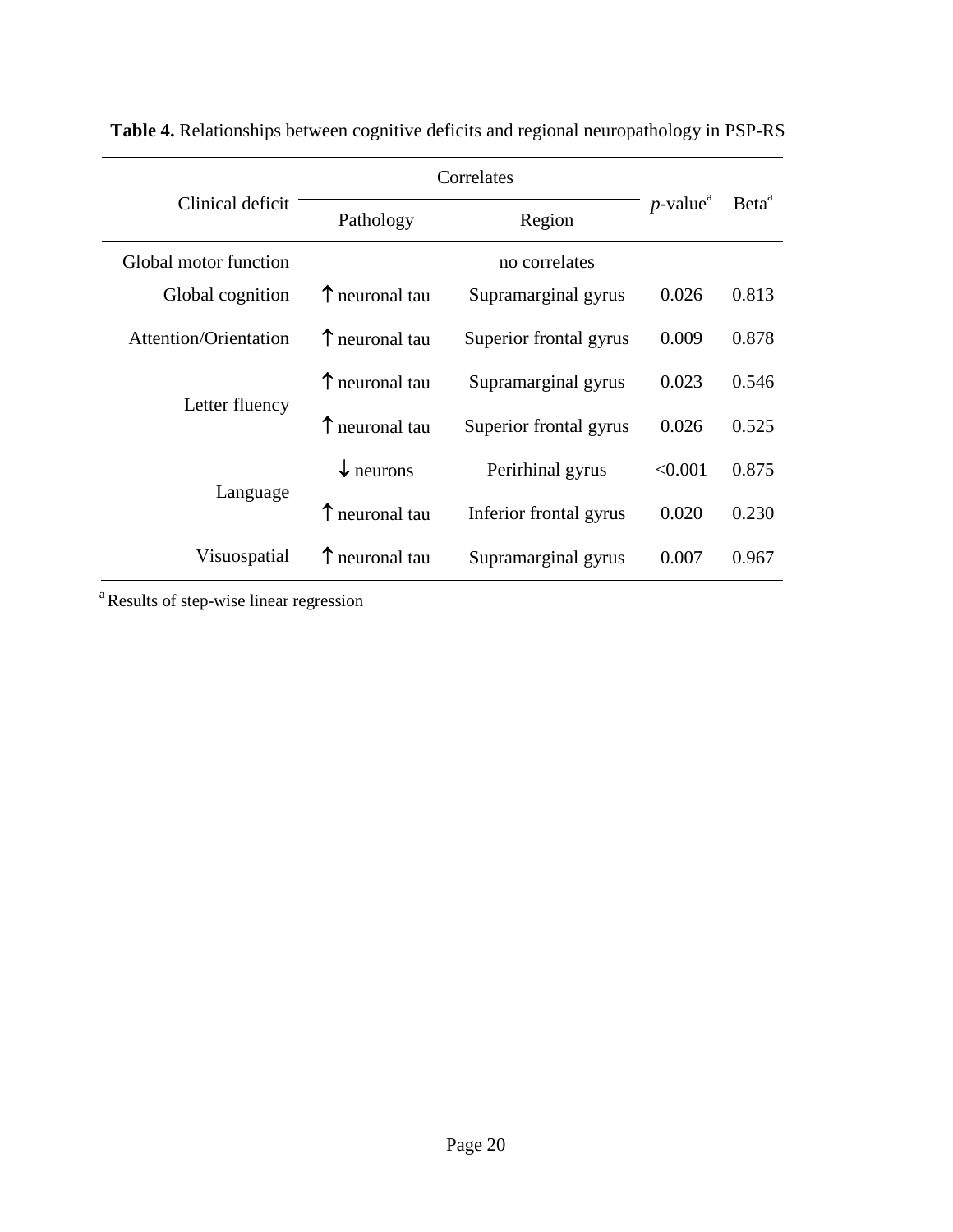**Table 4.** Relationships between cognitive deficits and regional neuropathology in PSP-RS

| Clinical deficit | Correlates | | *p*-value[a] | Beta[a] |
|---|---|---|---|---|
| | Pathology | Region | | |
| Global motor function | no correlates | | | |
| Global cognition | ↑ neuronal tau | Supramarginal gyrus | 0.026 | 0.813 |
| Attention/Orientation | ↑ neuronal tau | Superior frontal gyrus | 0.009 | 0.878 |
| Letter fluency | ↑ neuronal tau | Supramarginal gyrus | 0.023 | 0.546 |
| | ↑ neuronal tau | Superior frontal gyrus | 0.026 | 0.525 |
| Language | ↓ neurons | Perirhinal gyrus | <0.001 | 0.875 |
| | ↑ neuronal tau | Inferior frontal gyrus | 0.020 | 0.230 |
| Visuospatial | ↑ neuronal tau | Supramarginal gyrus | 0.007 | 0.967 |

[a] Results of step-wise linear regression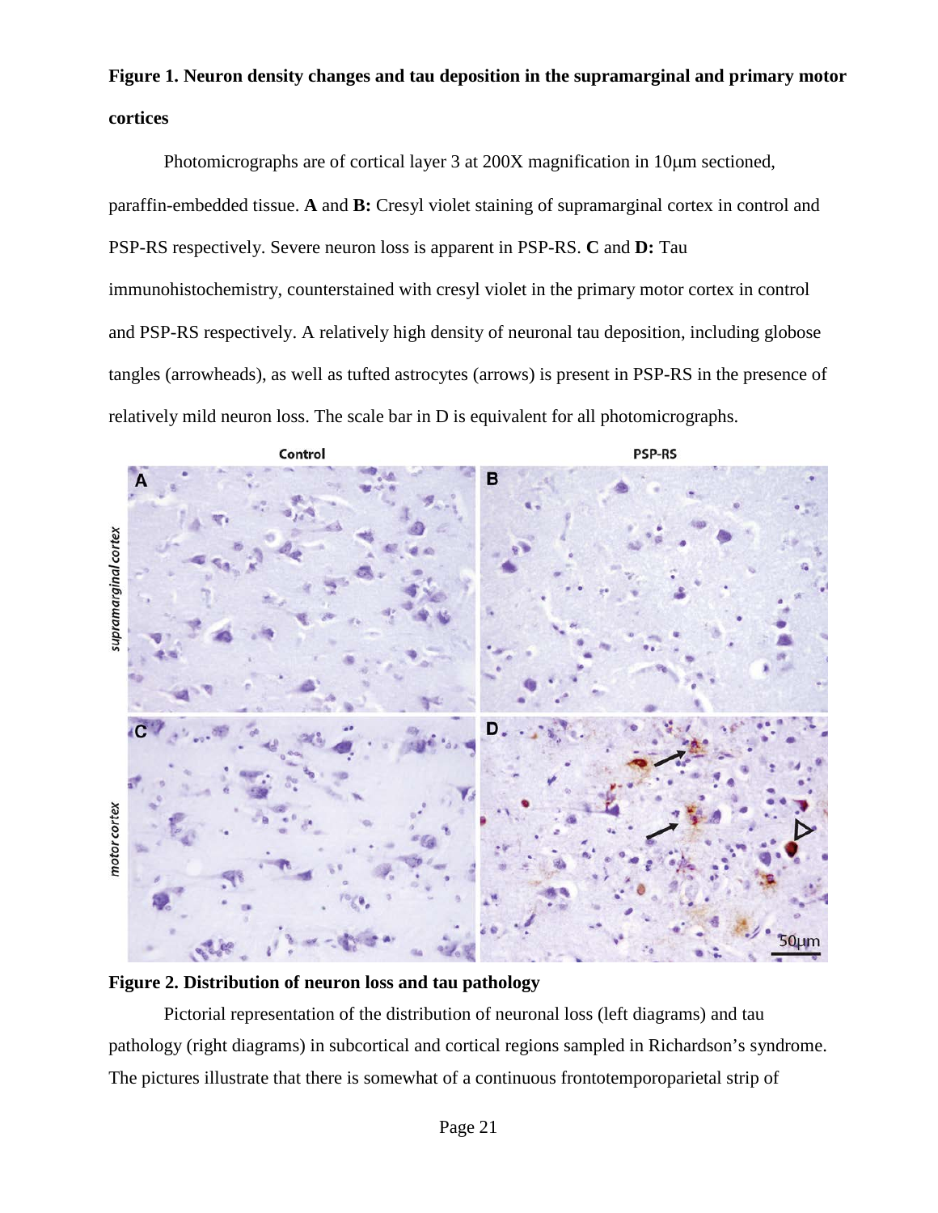**Figure 1. Neuron density changes and tau deposition in the supramarginal and primary motor cortices**

Photomicrographs are of cortical layer 3 at 200X magnification in 10μm sectioned, paraffin-embedded tissue. **A** and **B:** Cresyl violet staining of supramarginal cortex in control and PSP-RS respectively. Severe neuron loss is apparent in PSP-RS. **C** and **D:** Tau immunohistochemistry, counterstained with cresyl violet in the primary motor cortex in control and PSP-RS respectively. A relatively high density of neuronal tau deposition, including globose tangles (arrowheads), as well as tufted astrocytes (arrows) is present in PSP-RS in the presence of relatively mild neuron loss. The scale bar in D is equivalent for all photomicrographs.

**Figure 2. Distribution of neuron loss and tau pathology**

Pictorial representation of the distribution of neuronal loss (left diagrams) and tau pathology (right diagrams) in subcortical and cortical regions sampled in Richardson's syndrome. The pictures illustrate that there is somewhat of a continuous frontotemporoparietal strip of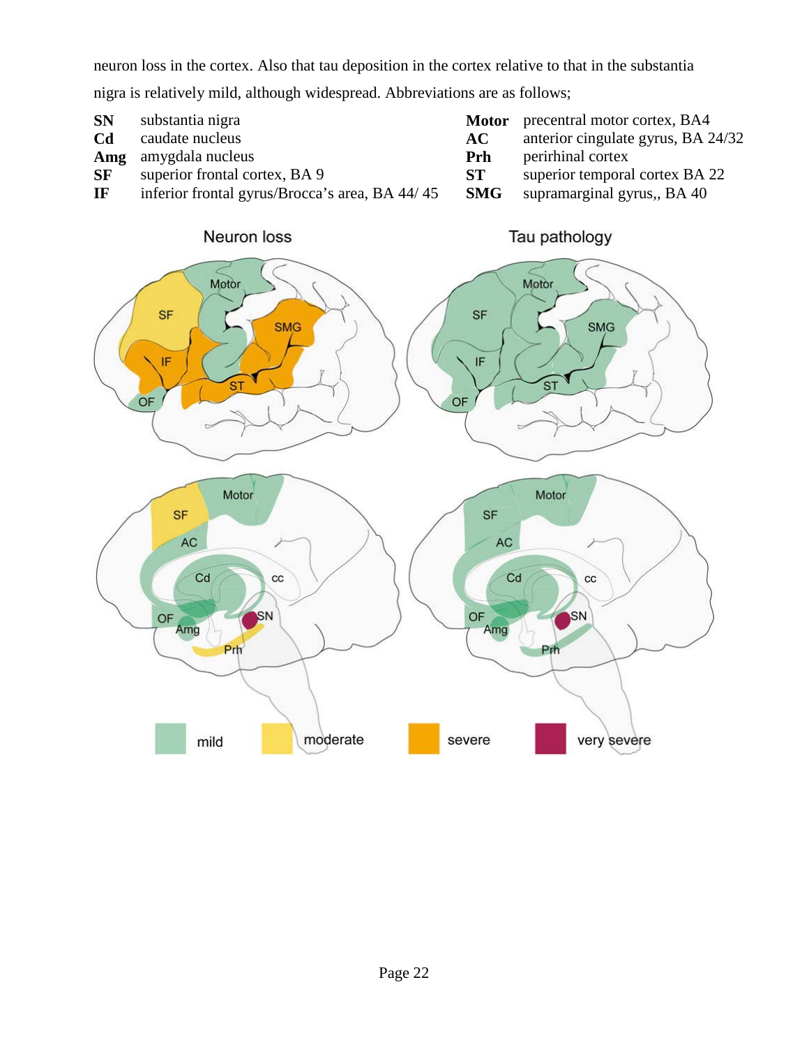neuron loss in the cortex. Also that tau deposition in the cortex relative to that in the substantia nigra is relatively mild, although widespread. Abbreviations are as follows;

| | | | |
|---|---|---|---|
| **SN** | substantia nigra | **Motor** | precentral motor cortex, BA4 |
| **Cd** | caudate nucleus | **AC** | anterior cingulate gyrus, BA 24/32 |
| **Amg** | amygdala nucleus | **Prh** | perirhinal cortex |
| **SF** | superior frontal cortex, BA 9 | **ST** | superior temporal cortex BA 22 |
| **IF** | inferior frontal gyrus/Brocca's area, BA 44/ 45 | **SMG** | supramarginal gyrus,, BA 40 |

Neuron loss

Tau pathology

Motor
SF
SMG
IF
ST
OF

Motor
SF
AC
Cd
cc
OF
SN
Amg
Prh

mild
moderate
severe
very severe